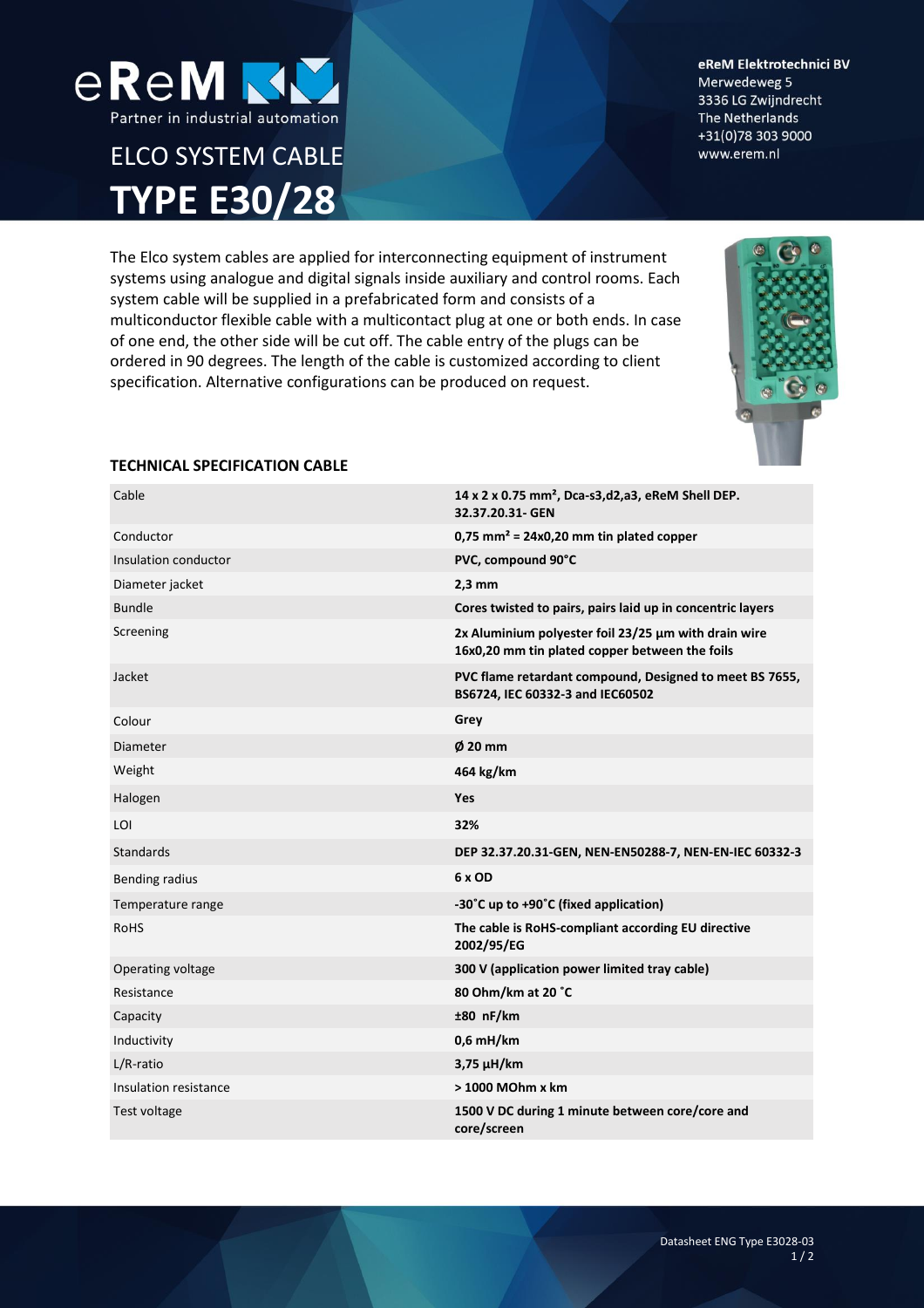eReM

Partner in industrial automation

# ELCO SYSTEM CABLE
# TYPE E30/28

**eReM Elektrotechnici BV**
Merwedeweg 5
3336 LG Zwijndrecht
The Netherlands
+31(0)78 303 9000
www.erem.nl

The Elco system cables are applied for interconnecting equipment of instrument systems using analogue and digital signals inside auxiliary and control rooms. Each system cable will be supplied in a prefabricated form and consists of a multiconductor flexible cable with a multicontact plug at one or both ends. In case of one end, the other side will be cut off. The cable entry of the plugs can be ordered in 90 degrees. The length of the cable is customized according to client specification. Alternative configurations can be produced on request.

## TECHNICAL SPECIFICATION CABLE

| | |
|---|---|
| Cable | **14 x 2 x 0.75 mm², Dca-s3,d2,a3, eReM Shell DEP. 32.37.20.31- GEN** |
| Conductor | **0,75 mm² = 24x0,20 mm tin plated copper** |
| Insulation conductor | **PVC, compound 90°C** |
| Diameter jacket | **2,3 mm** |
| Bundle | **Cores twisted to pairs, pairs laid up in concentric layers** |
| Screening | **2x Aluminium polyester foil 23/25 µm with drain wire 16x0,20 mm tin plated copper between the foils** |
| Jacket | **PVC flame retardant compound, Designed to meet BS 7655, BS6724, IEC 60332-3 and IEC60502** |
| Colour | **Grey** |
| Diameter | **Ø 20 mm** |
| Weight | **464 kg/km** |
| Halogen | **Yes** |
| LOI | **32%** |
| Standards | **DEP 32.37.20.31-GEN, NEN-EN50288-7, NEN-EN-IEC 60332-3** |
| Bending radius | **6 x OD** |
| Temperature range | **-30˚C up to +90˚C (fixed application)** |
| RoHS | **The cable is RoHS-compliant according EU directive 2002/95/EG** |
| Operating voltage | **300 V (application power limited tray cable)** |
| Resistance | **80 Ohm/km at 20 ˚C** |
| Capacity | **±80 nF/km** |
| Inductivity | **0,6 mH/km** |
| L/R-ratio | **3,75 µH/km** |
| Insulation resistance | **> 1000 MOhm x km** |
| Test voltage | **1500 V DC during 1 minute between core/core and core/screen** |

Datasheet ENG Type E3028-03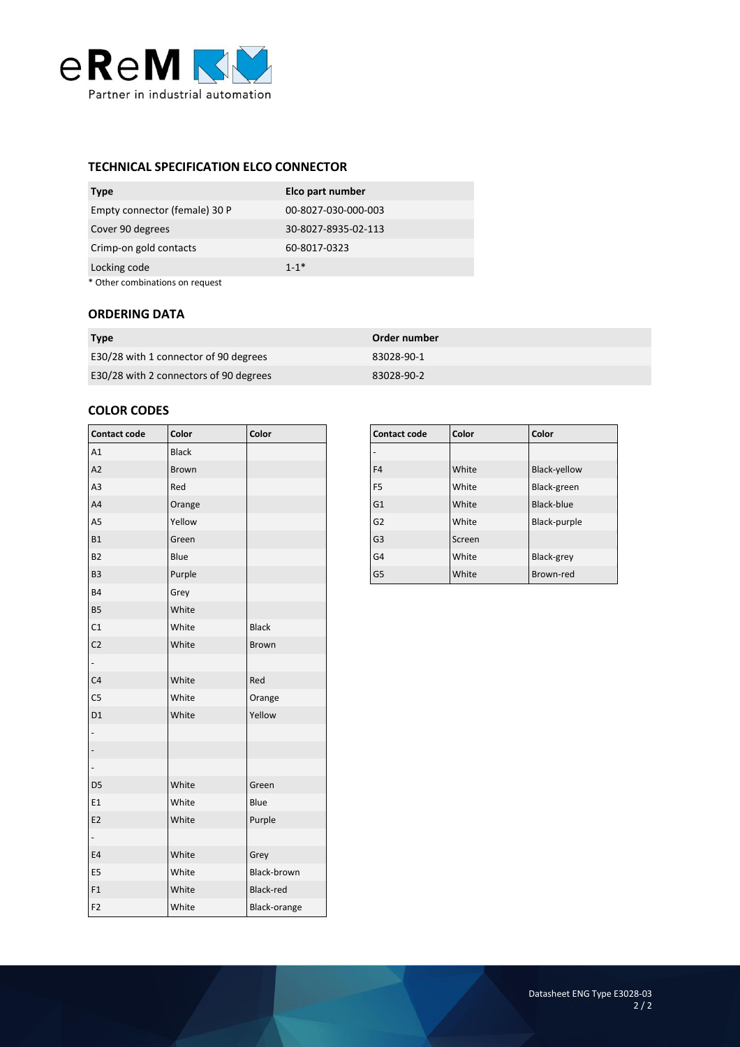## TECHNICAL SPECIFICATION ELCO CONNECTOR

| Type | Elco part number |
|---|---|
| Empty connector (female) 30 P | 00-8027-030-000-003 |
| Cover 90 degrees | 30-8027-8935-02-113 |
| Crimp-on gold contacts | 60-8017-0323 |
| Locking code | 1-1* |

* Other combinations on request

## ORDERING DATA

| Type | Order number |
|---|---|
| E30/28 with 1 connector of 90 degrees | 83028-90-1 |
| E30/28 with 2 connectors of 90 degrees | 83028-90-2 |

## COLOR CODES

| Contact code | Color | Color |
|---|---|---|
| A1 | Black | |
| A2 | Brown | |
| A3 | Red | |
| A4 | Orange | |
| A5 | Yellow | |
| B1 | Green | |
| B2 | Blue | |
| B3 | Purple | |
| B4 | Grey | |
| B5 | White | |
| C1 | White | Black |
| C2 | White | Brown |
| - | | |
| C4 | White | Red |
| C5 | White | Orange |
| D1 | White | Yellow |
| - | | |
| - | | |
| - | | |
| D5 | White | Green |
| E1 | White | Blue |
| E2 | White | Purple |
| - | | |
| E4 | White | Grey |
| E5 | White | Black-brown |
| F1 | White | Black-red |
| F2 | White | Black-orange |

| Contact code | Color | Color |
|---|---|---|
| - | | |
| F4 | White | Black-yellow |
| F5 | White | Black-green |
| G1 | White | Black-blue |
| G2 | White | Black-purple |
| G3 | Screen | |
| G4 | White | Black-grey |
| G5 | White | Brown-red |